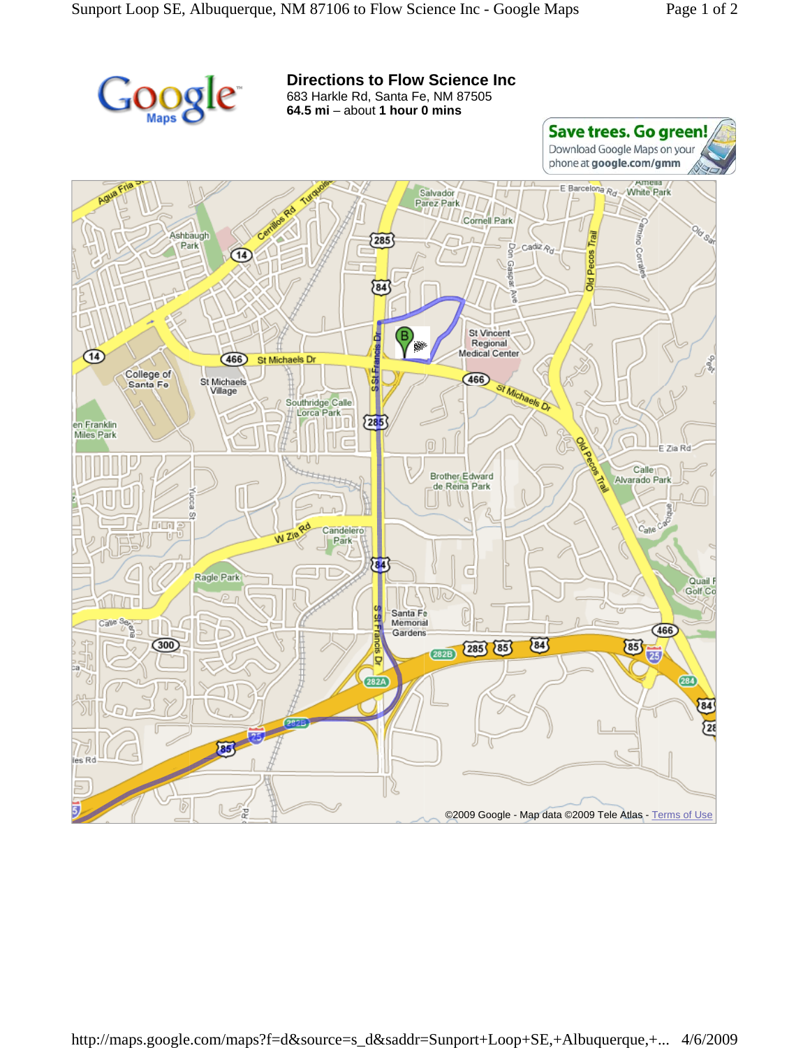## Directions to Flow Science Inc

683 Harkle Rd, Santa Fe, NM 87505

**64.5 mi** – about **1 hour 0 mins**

**Save trees. Go green!**
Download Google Maps on your phone at **google.com/gmm**

©2009 Google - Map data ©2009 Tele Atlas - Terms of Use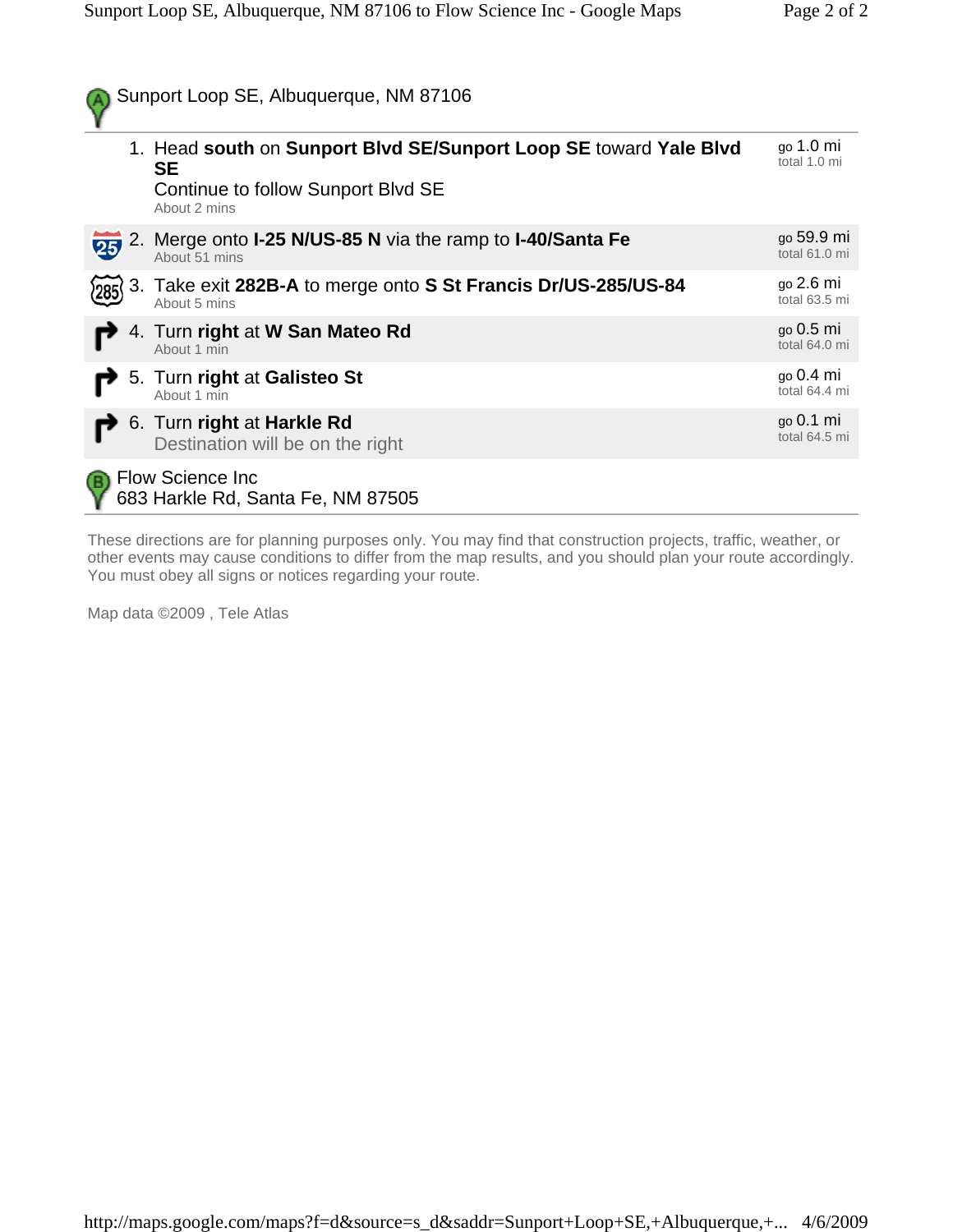**A** Sunport Loop SE, Albuquerque, NM 87106

| | | |
|---|---|---|
| 1. | Head **south** on **Sunport Blvd SE/Sunport Loop SE** toward **Yale Blvd SE**<br>Continue to follow Sunport Blvd SE<br>About 2 mins | go 1.0 mi<br>total 1.0 mi |
| 2. | Merge onto **I-25 N/US-85 N** via the ramp to **I-40/Santa Fe**<br>About 51 mins | go 59.9 mi<br>total 61.0 mi |
| 3. | Take exit **282B-A** to merge onto **S St Francis Dr/US-285/US-84**<br>About 5 mins | go 2.6 mi<br>total 63.5 mi |
| 4. | Turn **right** at **W San Mateo Rd**<br>About 1 min | go 0.5 mi<br>total 64.0 mi |
| 5. | Turn **right** at **Galisteo St**<br>About 1 min | go 0.4 mi<br>total 64.4 mi |
| 6. | Turn **right** at **Harkle Rd**<br>Destination will be on the right | go 0.1 mi<br>total 64.5 mi |

**B** Flow Science Inc
683 Harkle Rd, Santa Fe, NM 87505

These directions are for planning purposes only. You may find that construction projects, traffic, weather, or other events may cause conditions to differ from the map results, and you should plan your route accordingly. You must obey all signs or notices regarding your route.

Map data ©2009 , Tele Atlas